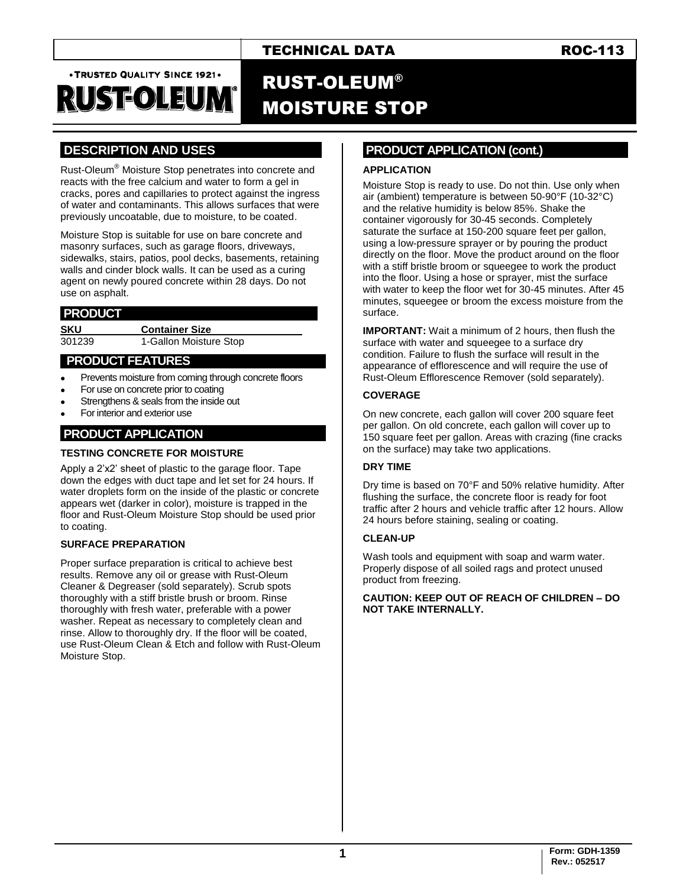TECHNICAL DATA ROC-113

• TRUSTED QUALITY SINCE 1921 •

# RUST-OLEUM® MOISTURE STOP

## DESCRIPTION AND USES

Rust-Oleum® Moisture Stop penetrates into concrete and reacts with the free calcium and water to form a gel in cracks, pores and capillaries to protect against the ingress of water and contaminants. This allows surfaces that were previously uncoatable, due to moisture, to be coated.

Moisture Stop is suitable for use on bare concrete and masonry surfaces, such as garage floors, driveways, sidewalks, stairs, patios, pool decks, basements, retaining walls and cinder block walls. It can be used as a curing agent on newly poured concrete within 28 days. Do not use on asphalt.

## PRODUCT

| SKU | Container Size |
|---|---|
| 301239 | 1-Gallon Moisture Stop |

## PRODUCT FEATURES

- Prevents moisture from coming through concrete floors
- For use on concrete prior to coating
- Strengthens & seals from the inside out
- For interior and exterior use

## PRODUCT APPLICATION

### TESTING CONCRETE FOR MOISTURE

Apply a 2'x2' sheet of plastic to the garage floor. Tape down the edges with duct tape and let set for 24 hours. If water droplets form on the inside of the plastic or concrete appears wet (darker in color), moisture is trapped in the floor and Rust-Oleum Moisture Stop should be used prior to coating.

### SURFACE PREPARATION

Proper surface preparation is critical to achieve best results. Remove any oil or grease with Rust-Oleum Cleaner & Degreaser (sold separately). Scrub spots thoroughly with a stiff bristle brush or broom. Rinse thoroughly with fresh water, preferable with a power washer. Repeat as necessary to completely clean and rinse. Allow to thoroughly dry. If the floor will be coated, use Rust-Oleum Clean & Etch and follow with Rust-Oleum Moisture Stop.

## PRODUCT APPLICATION (cont.)

### APPLICATION

Moisture Stop is ready to use. Do not thin. Use only when air (ambient) temperature is between 50-90°F (10-32°C) and the relative humidity is below 85%. Shake the container vigorously for 30-45 seconds. Completely saturate the surface at 150-200 square feet per gallon, using a low-pressure sprayer or by pouring the product directly on the floor. Move the product around on the floor with a stiff bristle broom or squeegee to work the product into the floor. Using a hose or sprayer, mist the surface with water to keep the floor wet for 30-45 minutes. After 45 minutes, squeegee or broom the excess moisture from the surface.

**IMPORTANT:** Wait a minimum of 2 hours, then flush the surface with water and squeegee to a surface dry condition. Failure to flush the surface will result in the appearance of efflorescence and will require the use of Rust-Oleum Efflorescence Remover (sold separately).

### COVERAGE

On new concrete, each gallon will cover 200 square feet per gallon. On old concrete, each gallon will cover up to 150 square feet per gallon. Areas with crazing (fine cracks on the surface) may take two applications.

### DRY TIME

Dry time is based on 70°F and 50% relative humidity. After flushing the surface, the concrete floor is ready for foot traffic after 2 hours and vehicle traffic after 12 hours. Allow 24 hours before staining, sealing or coating.

### CLEAN-UP

Wash tools and equipment with soap and warm water. Properly dispose of all soiled rags and protect unused product from freezing.

**CAUTION: KEEP OUT OF REACH OF CHILDREN – DO NOT TAKE INTERNALLY.**

Form: GDH-1359
Rev.: 052517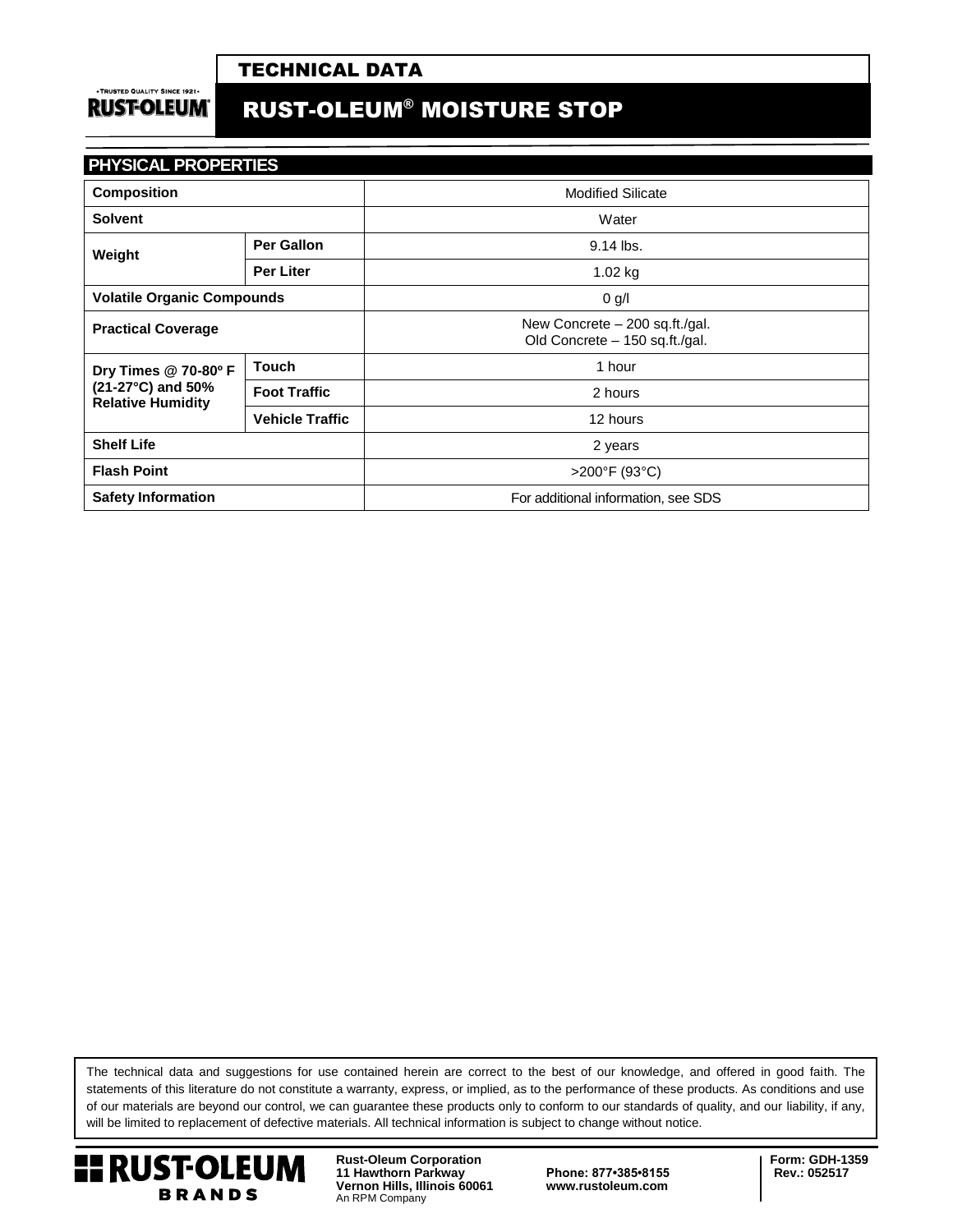# TECHNICAL DATA

# RUST-OLEUM® MOISTURE STOP

## PHYSICAL PROPERTIES

| | | |
|---|---|---|
| **Composition** | | Modified Silicate |
| **Solvent** | | Water |
| **Weight** | **Per Gallon** | 9.14 lbs. |
| | **Per Liter** | 1.02 kg |
| **Volatile Organic Compounds** | | 0 g/l |
| **Practical Coverage** | | New Concrete – 200 sq.ft./gal.<br>Old Concrete – 150 sq.ft./gal. |
| **Dry Times @ 70-80º F (21-27°C) and 50% Relative Humidity** | **Touch** | 1 hour |
| | **Foot Traffic** | 2 hours |
| | **Vehicle Traffic** | 12 hours |
| **Shelf Life** | | 2 years |
| **Flash Point** | | >200°F (93°C) |
| **Safety Information** | | For additional information, see SDS |

The technical data and suggestions for use contained herein are correct to the best of our knowledge, and offered in good faith. The statements of this literature do not constitute a warranty, express, or implied, as to the performance of these products. As conditions and use of our materials are beyond our control, we can guarantee these products only to conform to our standards of quality, and our liability, if any, will be limited to replacement of defective materials. All technical information is subject to change without notice.

**Rust-Oleum Corporation**
**11 Hawthorn Parkway**
**Vernon Hills, Illinois 60061**
An RPM Company

**Phone: 877•385•8155**
**www.rustoleum.com**

**Form: GDH-1359**
**Rev.: 052517**